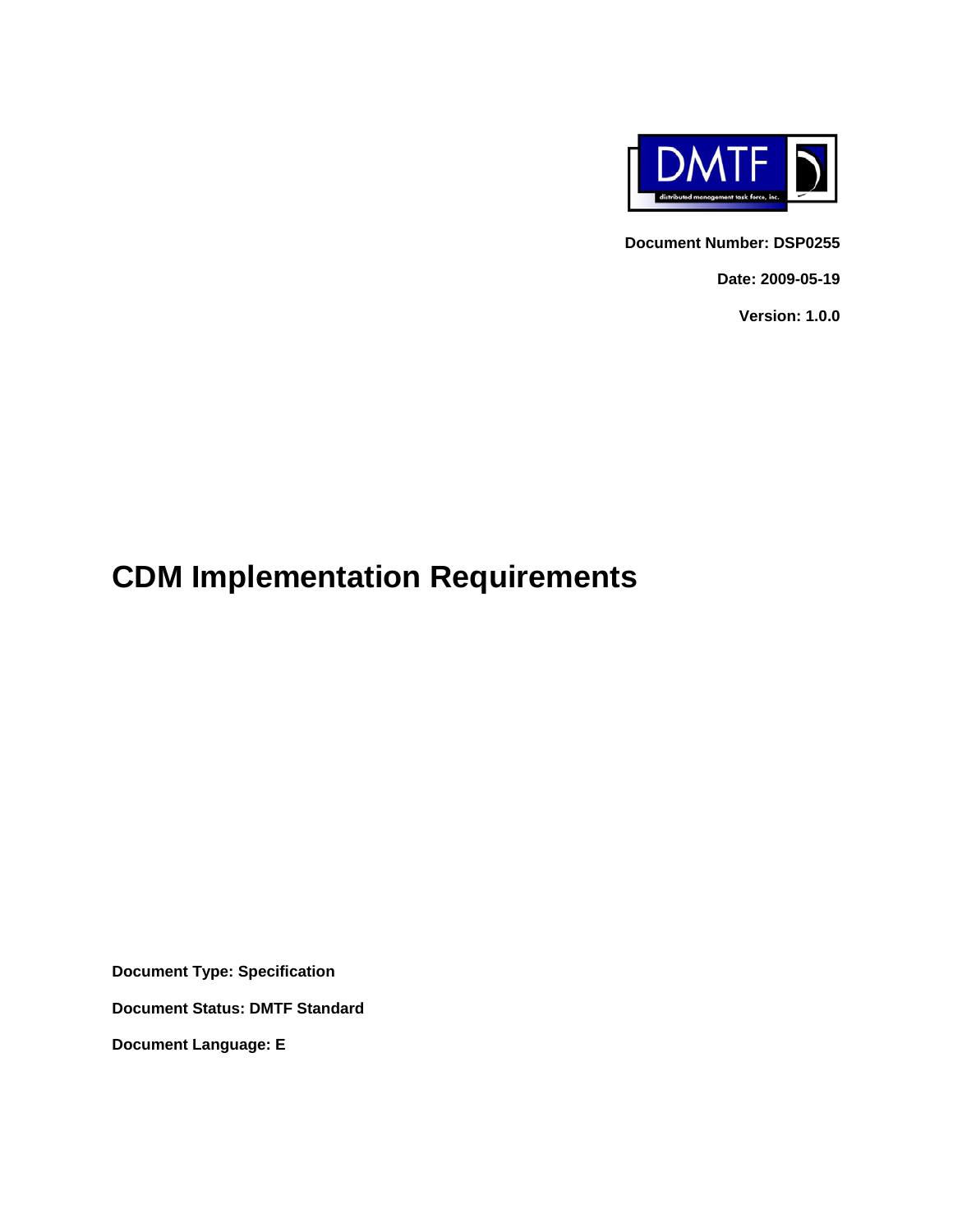Document Number: DSP0255

Date: 2009-05-19

Version: 1.0.0

# CDM Implementation Requirements

**Document Type: Specification**

**Document Status: DMTF Standard**

**Document Language: E**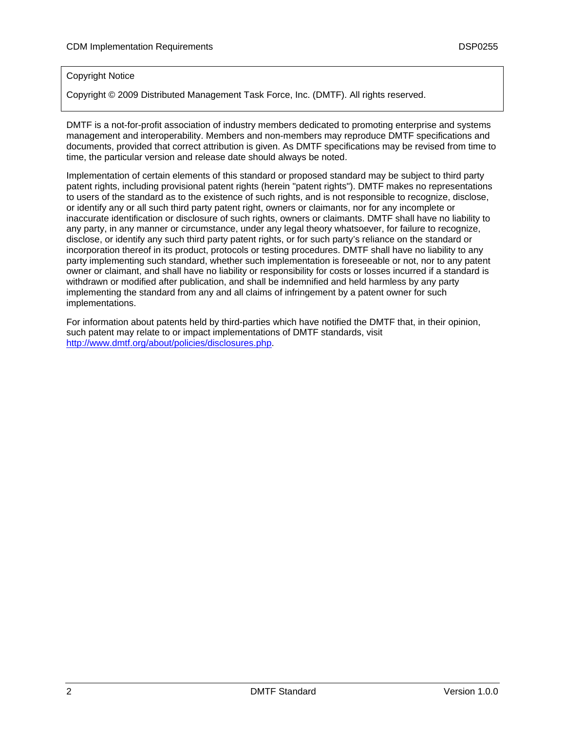Copyright Notice

Copyright © 2009 Distributed Management Task Force, Inc. (DMTF). All rights reserved.

DMTF is a not-for-profit association of industry members dedicated to promoting enterprise and systems management and interoperability. Members and non-members may reproduce DMTF specifications and documents, provided that correct attribution is given. As DMTF specifications may be revised from time to time, the particular version and release date should always be noted.

Implementation of certain elements of this standard or proposed standard may be subject to third party patent rights, including provisional patent rights (herein "patent rights"). DMTF makes no representations to users of the standard as to the existence of such rights, and is not responsible to recognize, disclose, or identify any or all such third party patent right, owners or claimants, nor for any incomplete or inaccurate identification or disclosure of such rights, owners or claimants. DMTF shall have no liability to any party, in any manner or circumstance, under any legal theory whatsoever, for failure to recognize, disclose, or identify any such third party patent rights, or for such party's reliance on the standard or incorporation thereof in its product, protocols or testing procedures. DMTF shall have no liability to any party implementing such standard, whether such implementation is foreseeable or not, nor to any patent owner or claimant, and shall have no liability or responsibility for costs or losses incurred if a standard is withdrawn or modified after publication, and shall be indemnified and held harmless by any party implementing the standard from any and all claims of infringement by a patent owner for such implementations.

For information about patents held by third-parties which have notified the DMTF that, in their opinion, such patent may relate to or impact implementations of DMTF standards, visit http://www.dmtf.org/about/policies/disclosures.php.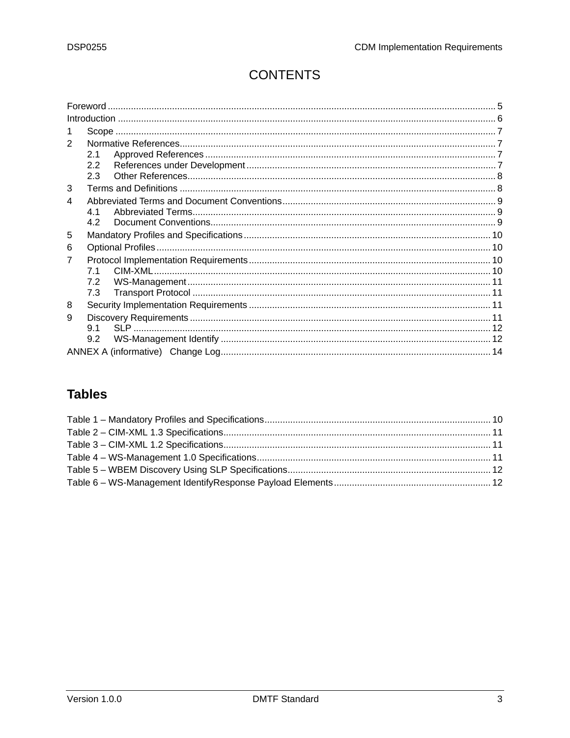# CONTENTS

Foreword ..................................................................................................................................... 5
Introduction ................................................................................................................................. 6
1 Scope .................................................................................................................................. 7
2 Normative References.......................................................................................................... 7
  2.1 Approved References ................................................................................................ 7
  2.2 References under Development ................................................................................ 7
  2.3 Other References....................................................................................................... 8
3 Terms and Definitions .......................................................................................................... 8
4 Abbreviated Terms and Document Conventions.................................................................. 9
  4.1 Abbreviated Terms..................................................................................................... 9
  4.2 Document Conventions.............................................................................................. 9
5 Mandatory Profiles and Specifications ............................................................................... 10
6 Optional Profiles ................................................................................................................. 10
7 Protocol Implementation Requirements ............................................................................. 10
  7.1 CIM-XML .................................................................................................................. 10
  7.2 WS-Management ..................................................................................................... 11
  7.3 Transport Protocol ................................................................................................... 11
8 Security Implementation Requirements ............................................................................. 11
9 Discovery Requirements .................................................................................................... 11
  9.1 SLP .......................................................................................................................... 12
  9.2 WS-Management Identify ......................................................................................... 12
ANNEX A (informative) Change Log........................................................................................ 14

## Tables

Table 1 – Mandatory Profiles and Specifications....................................................................... 10
Table 2 – CIM-XML 1.3 Specifications....................................................................................... 11
Table 3 – CIM-XML 1.2 Specifications....................................................................................... 11
Table 4 – WS-Management 1.0 Specifications.......................................................................... 11
Table 5 – WBEM Discovery Using SLP Specifications.............................................................. 12
Table 6 – WS-Management IdentifyResponse Payload Elements ............................................ 12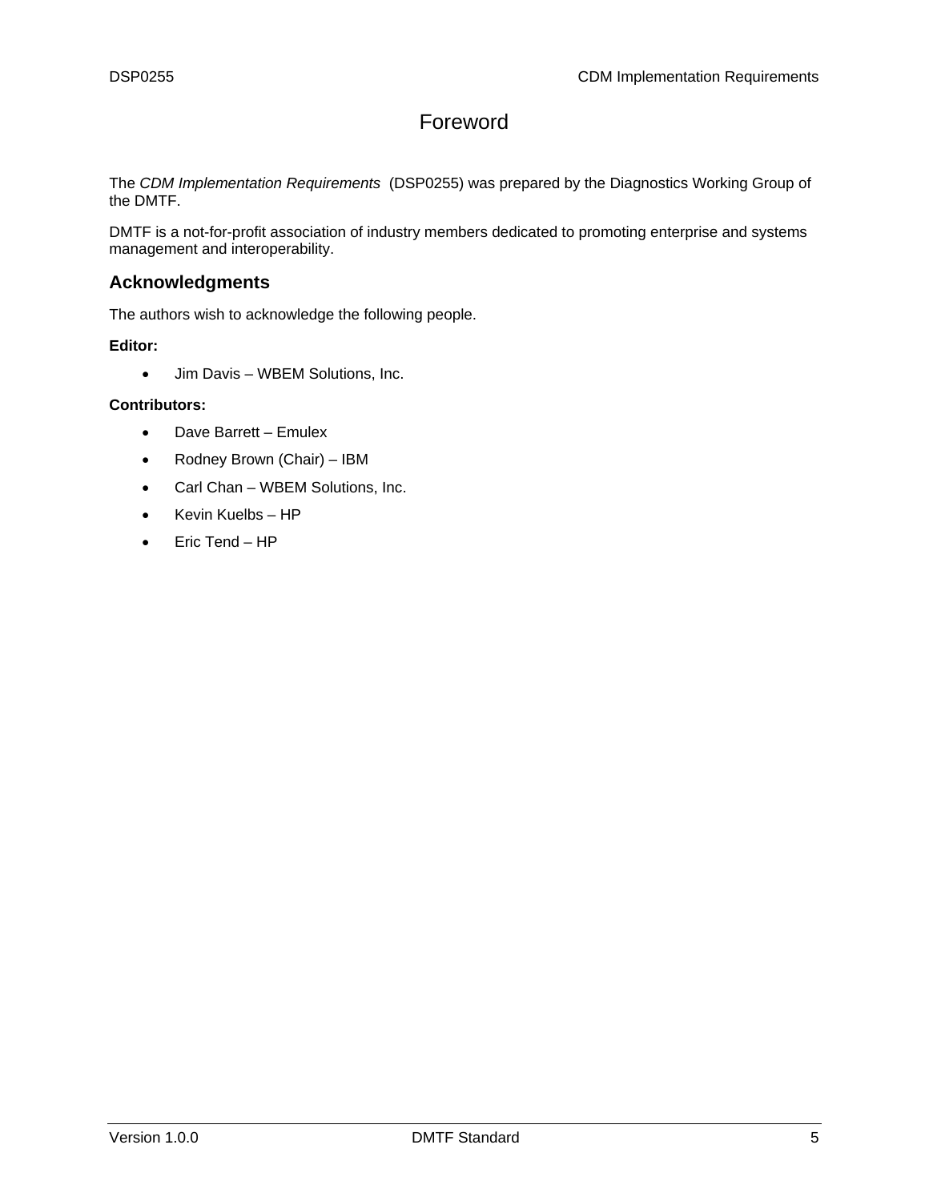# Foreword

The *CDM Implementation Requirements* (DSP0255) was prepared by the Diagnostics Working Group of the DMTF.

DMTF is a not-for-profit association of industry members dedicated to promoting enterprise and systems management and interoperability.

## Acknowledgments

The authors wish to acknowledge the following people.

**Editor:**

- Jim Davis – WBEM Solutions, Inc.

**Contributors:**

- Dave Barrett – Emulex
- Rodney Brown (Chair) – IBM
- Carl Chan – WBEM Solutions, Inc.
- Kevin Kuelbs – HP
- Eric Tend – HP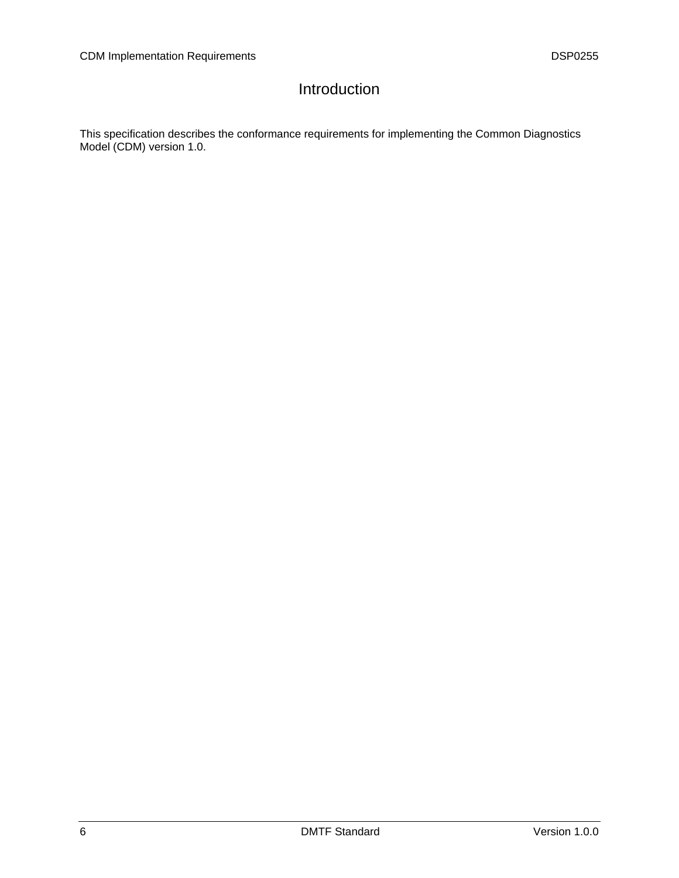# Introduction

This specification describes the conformance requirements for implementing the Common Diagnostics Model (CDM) version 1.0.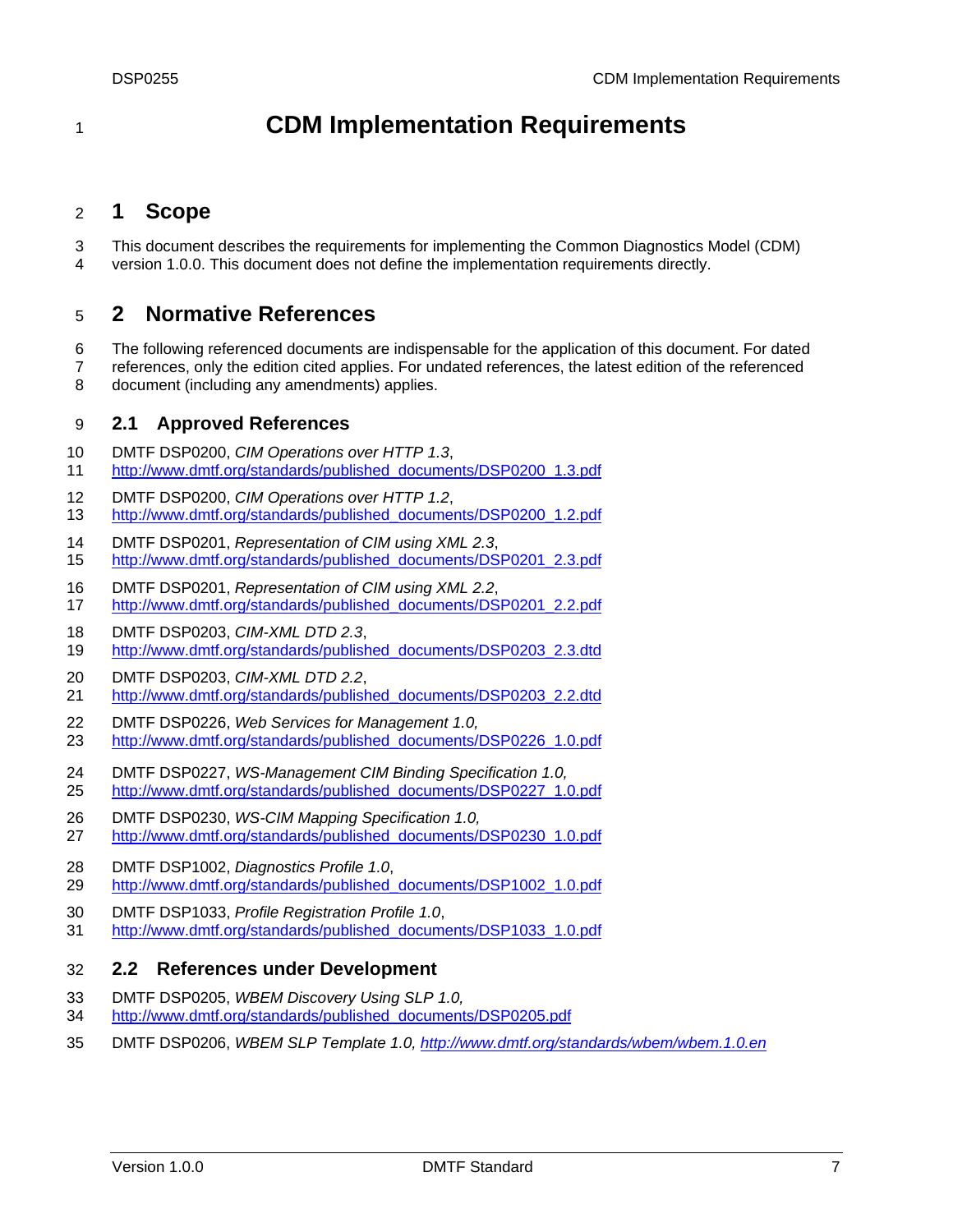# CDM Implementation Requirements

## 1 Scope

This document describes the requirements for implementing the Common Diagnostics Model (CDM) version 1.0.0. This document does not define the implementation requirements directly.

## 2 Normative References

The following referenced documents are indispensable for the application of this document. For dated references, only the edition cited applies. For undated references, the latest edition of the referenced document (including any amendments) applies.

### 2.1 Approved References

DMTF DSP0200, *CIM Operations over HTTP 1.3*, http://www.dmtf.org/standards/published_documents/DSP0200_1.3.pdf

DMTF DSP0200, *CIM Operations over HTTP 1.2*, http://www.dmtf.org/standards/published_documents/DSP0200_1.2.pdf

DMTF DSP0201, *Representation of CIM using XML 2.3*, http://www.dmtf.org/standards/published_documents/DSP0201_2.3.pdf

DMTF DSP0201, *Representation of CIM using XML 2.2*, http://www.dmtf.org/standards/published_documents/DSP0201_2.2.pdf

DMTF DSP0203, *CIM-XML DTD 2.3*, http://www.dmtf.org/standards/published_documents/DSP0203_2.3.dtd

DMTF DSP0203, *CIM-XML DTD 2.2*, http://www.dmtf.org/standards/published_documents/DSP0203_2.2.dtd

DMTF DSP0226, *Web Services for Management 1.0,* http://www.dmtf.org/standards/published_documents/DSP0226_1.0.pdf

DMTF DSP0227, *WS-Management CIM Binding Specification 1.0,* http://www.dmtf.org/standards/published_documents/DSP0227_1.0.pdf

DMTF DSP0230, *WS-CIM Mapping Specification 1.0,* http://www.dmtf.org/standards/published_documents/DSP0230_1.0.pdf

DMTF DSP1002, *Diagnostics Profile 1.0*, http://www.dmtf.org/standards/published_documents/DSP1002_1.0.pdf

DMTF DSP1033, *Profile Registration Profile 1.0*, http://www.dmtf.org/standards/published_documents/DSP1033_1.0.pdf

### 2.2 References under Development

DMTF DSP0205, *WBEM Discovery Using SLP 1.0,* http://www.dmtf.org/standards/published_documents/DSP0205.pdf

DMTF DSP0206, *WBEM SLP Template 1.0, http://www.dmtf.org/standards/wbem/wbem.1.0.en*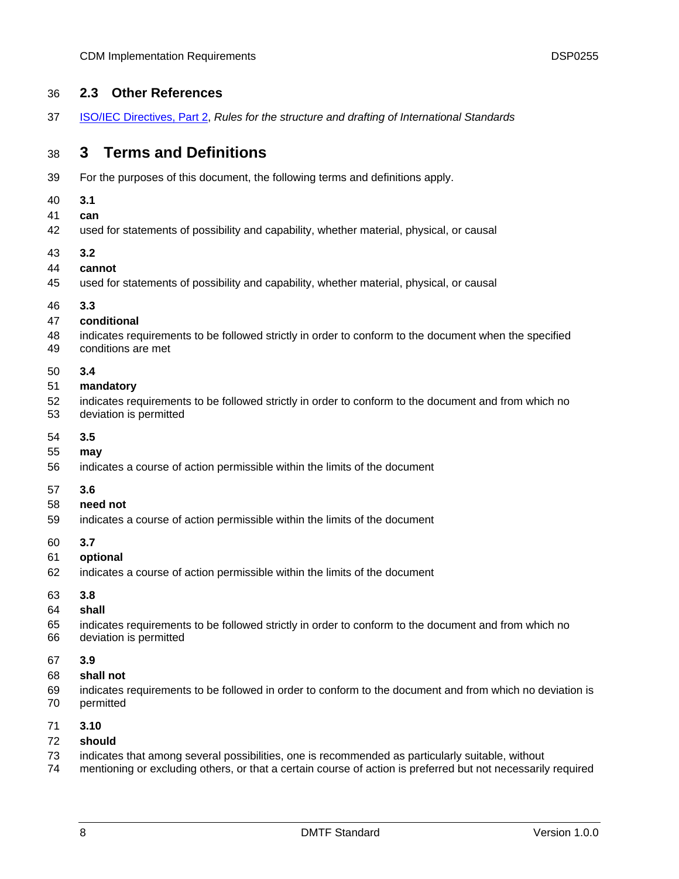## 2.3 Other References

[ISO/IEC Directives, Part 2](), *Rules for the structure and drafting of International Standards*

# 3 Terms and Definitions

For the purposes of this document, the following terms and definitions apply.

**3.1**
**can**
used for statements of possibility and capability, whether material, physical, or causal

**3.2**
**cannot**
used for statements of possibility and capability, whether material, physical, or causal

**3.3**
**conditional**
indicates requirements to be followed strictly in order to conform to the document when the specified conditions are met

**3.4**
**mandatory**
indicates requirements to be followed strictly in order to conform to the document and from which no deviation is permitted

**3.5**
**may**
indicates a course of action permissible within the limits of the document

**3.6**
**need not**
indicates a course of action permissible within the limits of the document

**3.7**
**optional**
indicates a course of action permissible within the limits of the document

**3.8**
**shall**
indicates requirements to be followed strictly in order to conform to the document and from which no deviation is permitted

**3.9**
**shall not**
indicates requirements to be followed in order to conform to the document and from which no deviation is permitted

**3.10**
**should**
indicates that among several possibilities, one is recommended as particularly suitable, without mentioning or excluding others, or that a certain course of action is preferred but not necessarily required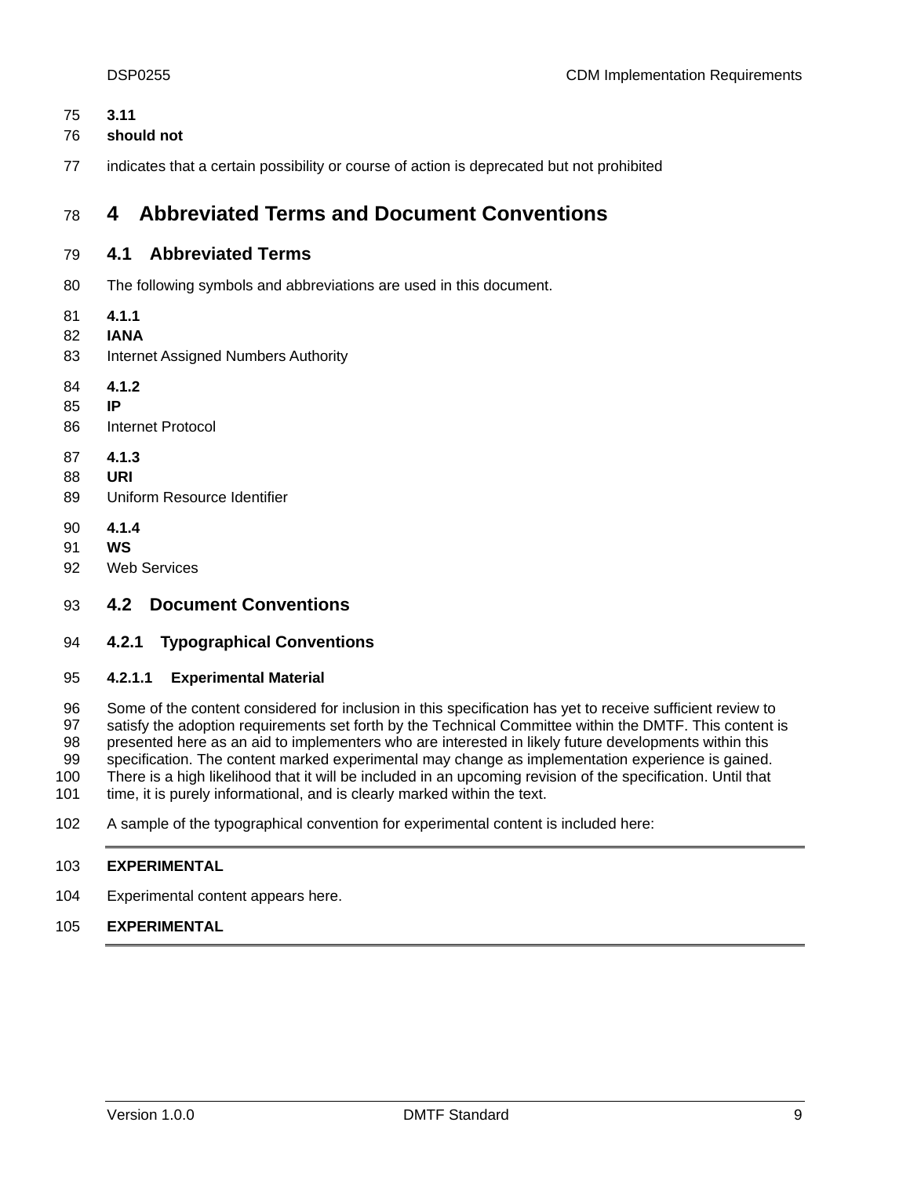**3.11**

**should not**

indicates that a certain possibility or course of action is deprecated but not prohibited

# 4 Abbreviated Terms and Document Conventions

## 4.1 Abbreviated Terms

The following symbols and abbreviations are used in this document.

**4.1.1**

**IANA**

Internet Assigned Numbers Authority

**4.1.2**

**IP**

Internet Protocol

**4.1.3**

**URI**

Uniform Resource Identifier

**4.1.4**

**WS**

Web Services

## 4.2 Document Conventions

### 4.2.1 Typographical Conventions

#### 4.2.1.1 Experimental Material

Some of the content considered for inclusion in this specification has yet to receive sufficient review to satisfy the adoption requirements set forth by the Technical Committee within the DMTF. This content is presented here as an aid to implementers who are interested in likely future developments within this specification. The content marked experimental may change as implementation experience is gained. There is a high likelihood that it will be included in an upcoming revision of the specification. Until that time, it is purely informational, and is clearly marked within the text.

A sample of the typographical convention for experimental content is included here:

---

**EXPERIMENTAL**

Experimental content appears here.

**EXPERIMENTAL**

---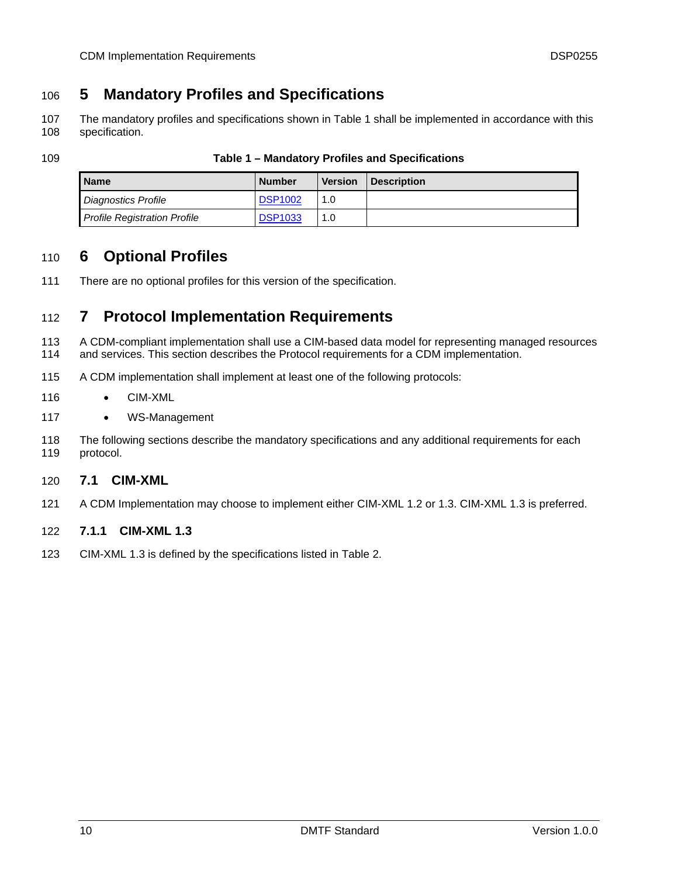# 5 Mandatory Profiles and Specifications

The mandatory profiles and specifications shown in Table 1 shall be implemented in accordance with this specification.

**Table 1 – Mandatory Profiles and Specifications**

| Name | Number | Version | Description |
|---|---|---|---|
| *Diagnostics Profile* | DSP1002 | 1.0 | |
| *Profile Registration Profile* | DSP1033 | 1.0 | |

# 6 Optional Profiles

There are no optional profiles for this version of the specification.

# 7 Protocol Implementation Requirements

A CDM-compliant implementation shall use a CIM-based data model for representing managed resources and services. This section describes the Protocol requirements for a CDM implementation.

A CDM implementation shall implement at least one of the following protocols:

- CIM-XML
- WS-Management

The following sections describe the mandatory specifications and any additional requirements for each protocol.

## 7.1 CIM-XML

A CDM Implementation may choose to implement either CIM-XML 1.2 or 1.3. CIM-XML 1.3 is preferred.

### 7.1.1 CIM-XML 1.3

CIM-XML 1.3 is defined by the specifications listed in Table 2.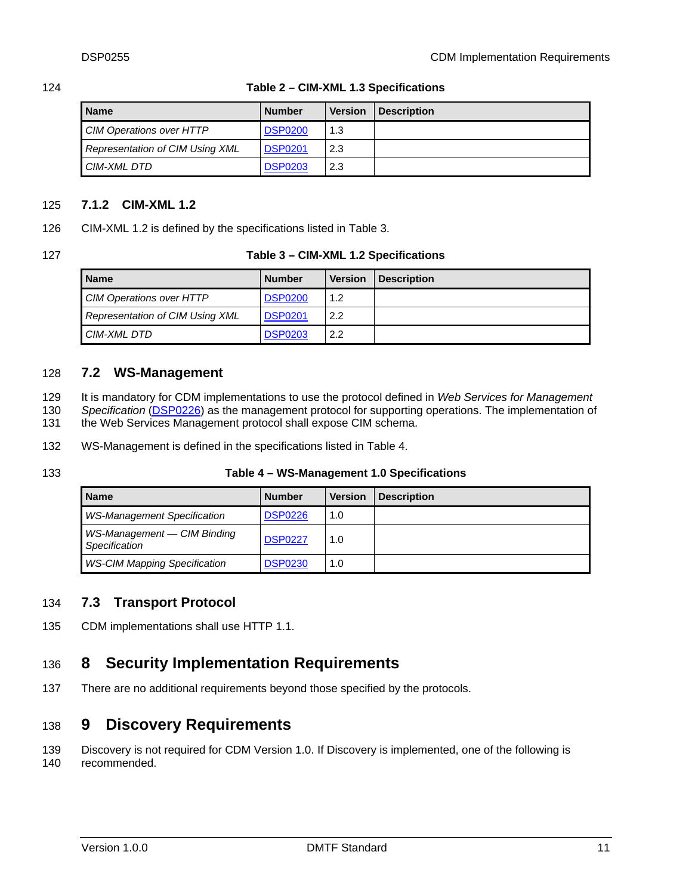**Table 2 – CIM-XML 1.3 Specifications**

| Name | Number | Version | Description |
|---|---|---|---|
| *CIM Operations over HTTP* | DSP0200 | 1.3 | |
| *Representation of CIM Using XML* | DSP0201 | 2.3 | |
| *CIM-XML DTD* | DSP0203 | 2.3 | |

### 7.1.2 CIM-XML 1.2

CIM-XML 1.2 is defined by the specifications listed in Table 3.

**Table 3 – CIM-XML 1.2 Specifications**

| Name | Number | Version | Description |
|---|---|---|---|
| *CIM Operations over HTTP* | DSP0200 | 1.2 | |
| *Representation of CIM Using XML* | DSP0201 | 2.2 | |
| *CIM-XML DTD* | DSP0203 | 2.2 | |

## 7.2 WS-Management

It is mandatory for CDM implementations to use the protocol defined in *Web Services for Management Specification* (DSP0226) as the management protocol for supporting operations. The implementation of the Web Services Management protocol shall expose CIM schema.

WS-Management is defined in the specifications listed in Table 4.

**Table 4 – WS-Management 1.0 Specifications**

| Name | Number | Version | Description |
|---|---|---|---|
| *WS-Management Specification* | DSP0226 | 1.0 | |
| *WS-Management — CIM Binding Specification* | DSP0227 | 1.0 | |
| *WS-CIM Mapping Specification* | DSP0230 | 1.0 | |

## 7.3 Transport Protocol

CDM implementations shall use HTTP 1.1.

# 8 Security Implementation Requirements

There are no additional requirements beyond those specified by the protocols.

# 9 Discovery Requirements

Discovery is not required for CDM Version 1.0. If Discovery is implemented, one of the following is recommended.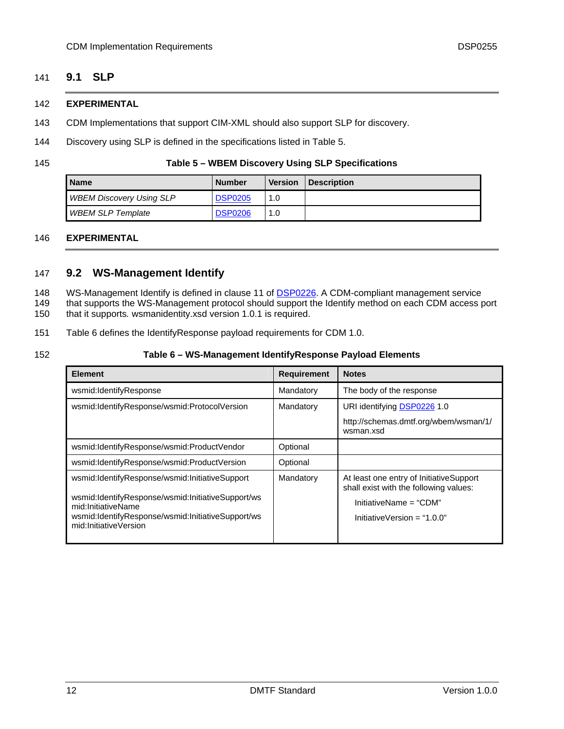## 9.1 SLP

**EXPERIMENTAL**

CDM Implementations that support CIM-XML should also support SLP for discovery.

Discovery using SLP is defined in the specifications listed in Table 5.

**Table 5 – WBEM Discovery Using SLP Specifications**

| Name | Number | Version | Description |
|---|---|---|---|
| *WBEM Discovery Using SLP* | DSP0205 | 1.0 | |
| *WBEM SLP Template* | DSP0206 | 1.0 | |

**EXPERIMENTAL**

## 9.2 WS-Management Identify

WS-Management Identify is defined in clause 11 of DSP0226. A CDM-compliant management service that supports the WS-Management protocol should support the Identify method on each CDM access port that it supports. wsmanidentity.xsd version 1.0.1 is required.

Table 6 defines the IdentifyResponse payload requirements for CDM 1.0.

**Table 6 – WS-Management IdentifyResponse Payload Elements**

| Element | Requirement | Notes |
|---|---|---|
| wsmid:IdentifyResponse | Mandatory | The body of the response |
| wsmid:IdentifyResponse/wsmid:ProtocolVersion | Mandatory | URI identifying DSP0226 1.0<br>http://schemas.dmtf.org/wbem/wsman/1/wsman.xsd |
| wsmid:IdentifyResponse/wsmid:ProductVendor | Optional | |
| wsmid:IdentifyResponse/wsmid:ProductVersion | Optional | |
| wsmid:IdentifyResponse/wsmid:InitiativeSupport<br>wsmid:IdentifyResponse/wsmid:InitiativeSupport/wsmid:InitiativeName<br>wsmid:IdentifyResponse/wsmid:InitiativeSupport/wsmid:InitiativeVersion | Mandatory | At least one entry of InitiativeSupport shall exist with the following values:<br>InitiativeName = “CDM”<br>InitiativeVersion = “1.0.0” |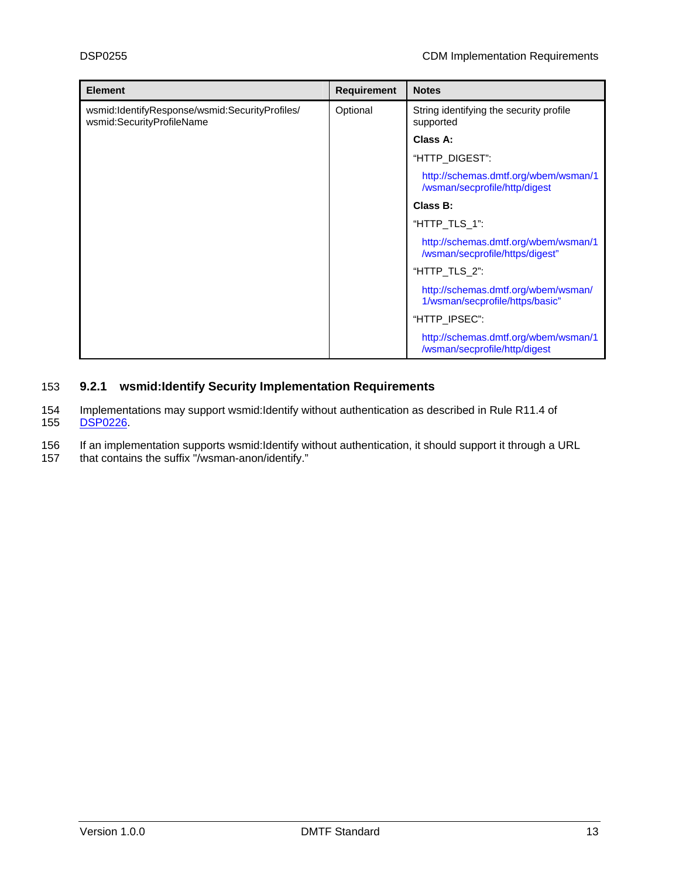| Element | Requirement | Notes |
|---|---|---|
| wsmid:IdentifyResponse/wsmid:SecurityProfiles/ wsmid:SecurityProfileName | Optional | String identifying the security profile supported<br>**Class A:**<br>"HTTP_DIGEST":<br>http://schemas.dmtf.org/wbem/wsman/1/wsman/secprofile/http/digest<br>**Class B:**<br>"HTTP_TLS_1":<br>http://schemas.dmtf.org/wbem/wsman/1/wsman/secprofile/https/digest"<br>"HTTP_TLS_2":<br>http://schemas.dmtf.org/wbem/wsman/1/wsman/secprofile/https/basic"<br>"HTTP_IPSEC":<br>http://schemas.dmtf.org/wbem/wsman/1/wsman/secprofile/http/digest |

### 9.2.1 wsmid:Identify Security Implementation Requirements

Implementations may support wsmid:Identify without authentication as described in Rule R11.4 of DSP0226.

If an implementation supports wsmid:Identify without authentication, it should support it through a URL that contains the suffix "/wsman-anon/identify."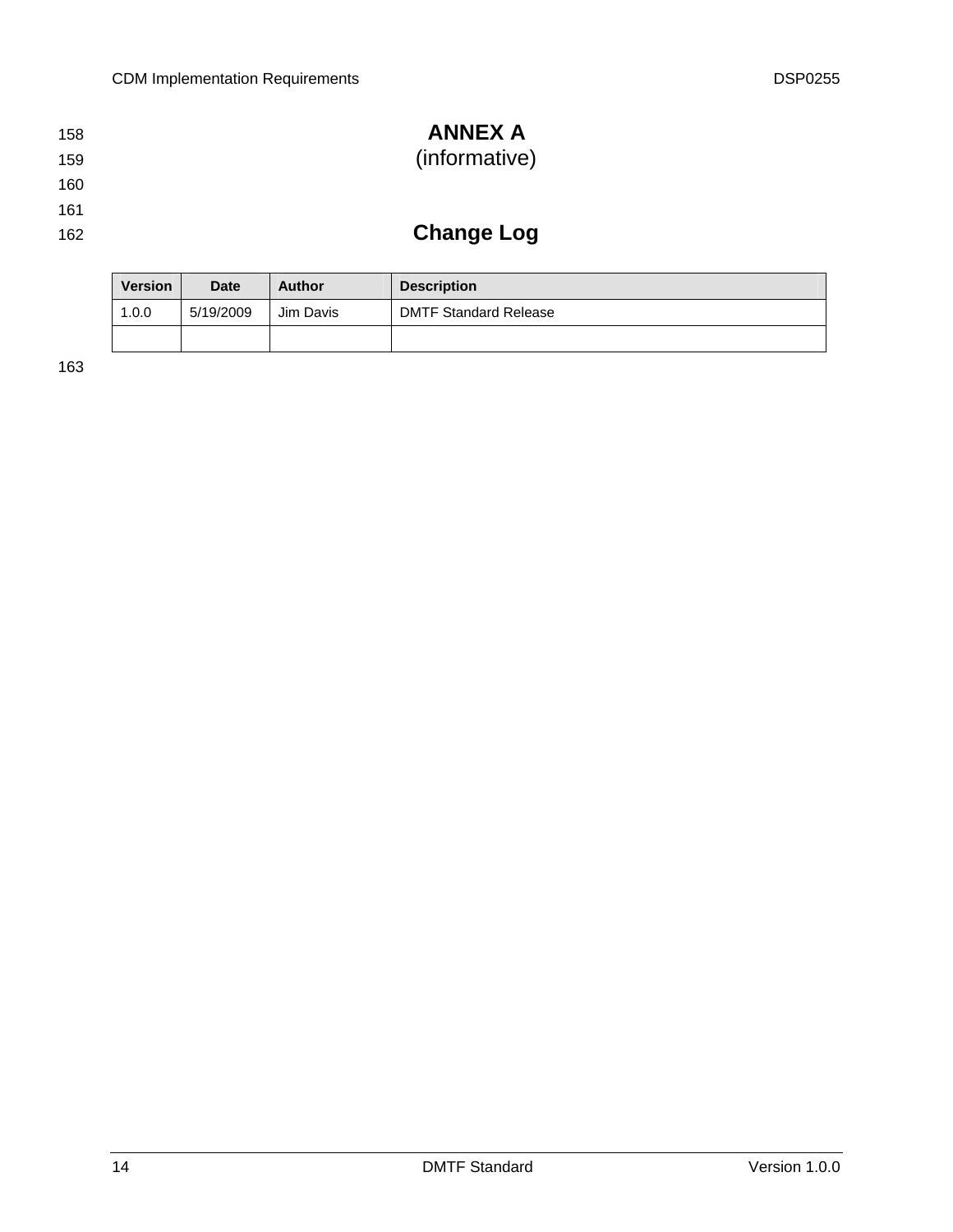# ANNEX A
(informative)

## Change Log

| Version | Date | Author | Description |
|---|---|---|---|
| 1.0.0 | 5/19/2009 | Jim Davis | DMTF Standard Release |
| | | | |